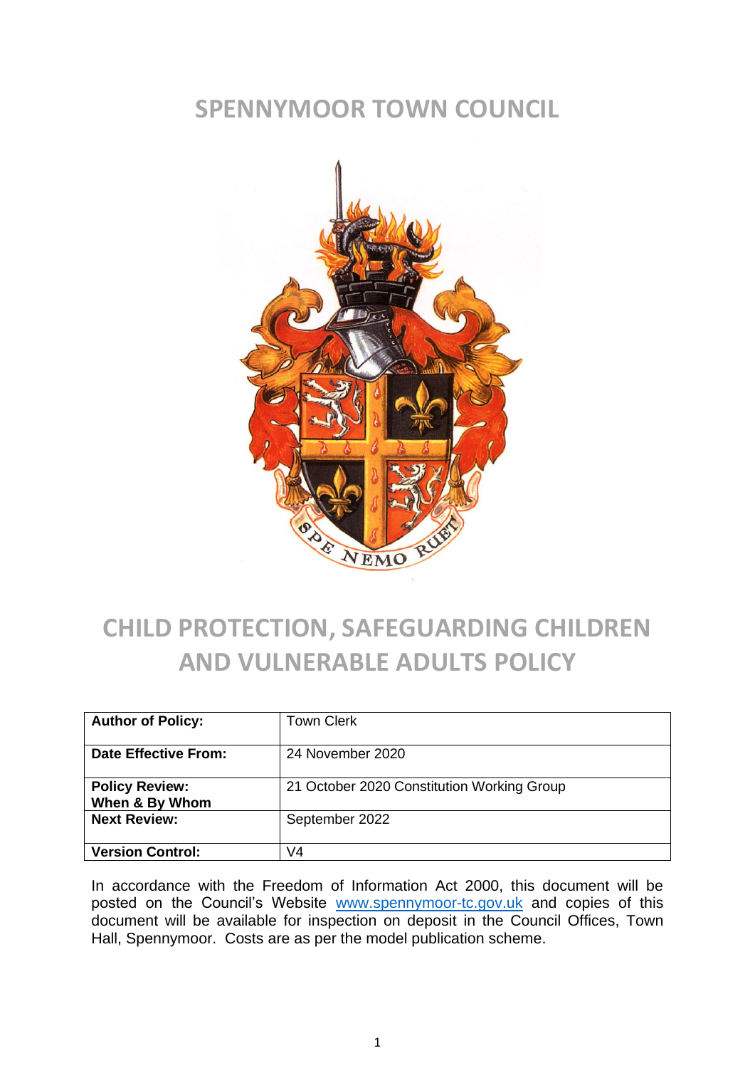# SPENNYMOOR TOWN COUNCIL

# CHILD PROTECTION, SAFEGUARDING CHILDREN AND VULNERABLE ADULTS POLICY

| | |
|---|---|
| **Author of Policy:** | Town Clerk |
| **Date Effective From:** | 24 November 2020 |
| **Policy Review: When & By Whom** | 21 October 2020 Constitution Working Group |
| **Next Review:** | September 2022 |
| **Version Control:** | V4 |

In accordance with the Freedom of Information Act 2000, this document will be posted on the Council's Website [www.spennymoor-tc.gov.uk](http://www.spennymoor-tc.gov.uk) and copies of this document will be available for inspection on deposit in the Council Offices, Town Hall, Spennymoor. Costs are as per the model publication scheme.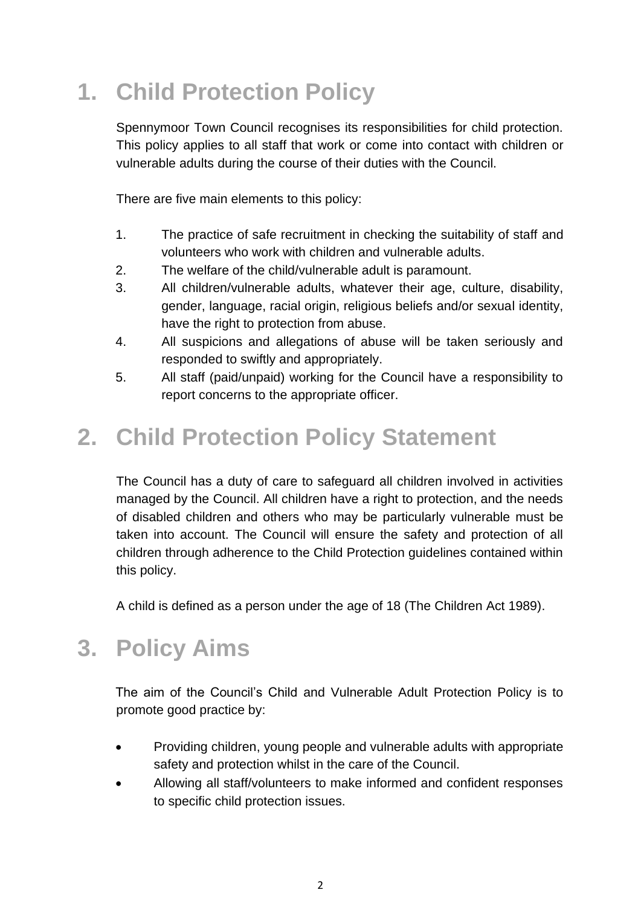# 1. Child Protection Policy

Spennymoor Town Council recognises its responsibilities for child protection. This policy applies to all staff that work or come into contact with children or vulnerable adults during the course of their duties with the Council.

There are five main elements to this policy:

1. The practice of safe recruitment in checking the suitability of staff and volunteers who work with children and vulnerable adults.
2. The welfare of the child/vulnerable adult is paramount.
3. All children/vulnerable adults, whatever their age, culture, disability, gender, language, racial origin, religious beliefs and/or sexual identity, have the right to protection from abuse.
4. All suspicions and allegations of abuse will be taken seriously and responded to swiftly and appropriately.
5. All staff (paid/unpaid) working for the Council have a responsibility to report concerns to the appropriate officer.

# 2. Child Protection Policy Statement

The Council has a duty of care to safeguard all children involved in activities managed by the Council. All children have a right to protection, and the needs of disabled children and others who may be particularly vulnerable must be taken into account. The Council will ensure the safety and protection of all children through adherence to the Child Protection guidelines contained within this policy.

A child is defined as a person under the age of 18 (The Children Act 1989).

# 3. Policy Aims

The aim of the Council's Child and Vulnerable Adult Protection Policy is to promote good practice by:

- Providing children, young people and vulnerable adults with appropriate safety and protection whilst in the care of the Council.
- Allowing all staff/volunteers to make informed and confident responses to specific child protection issues.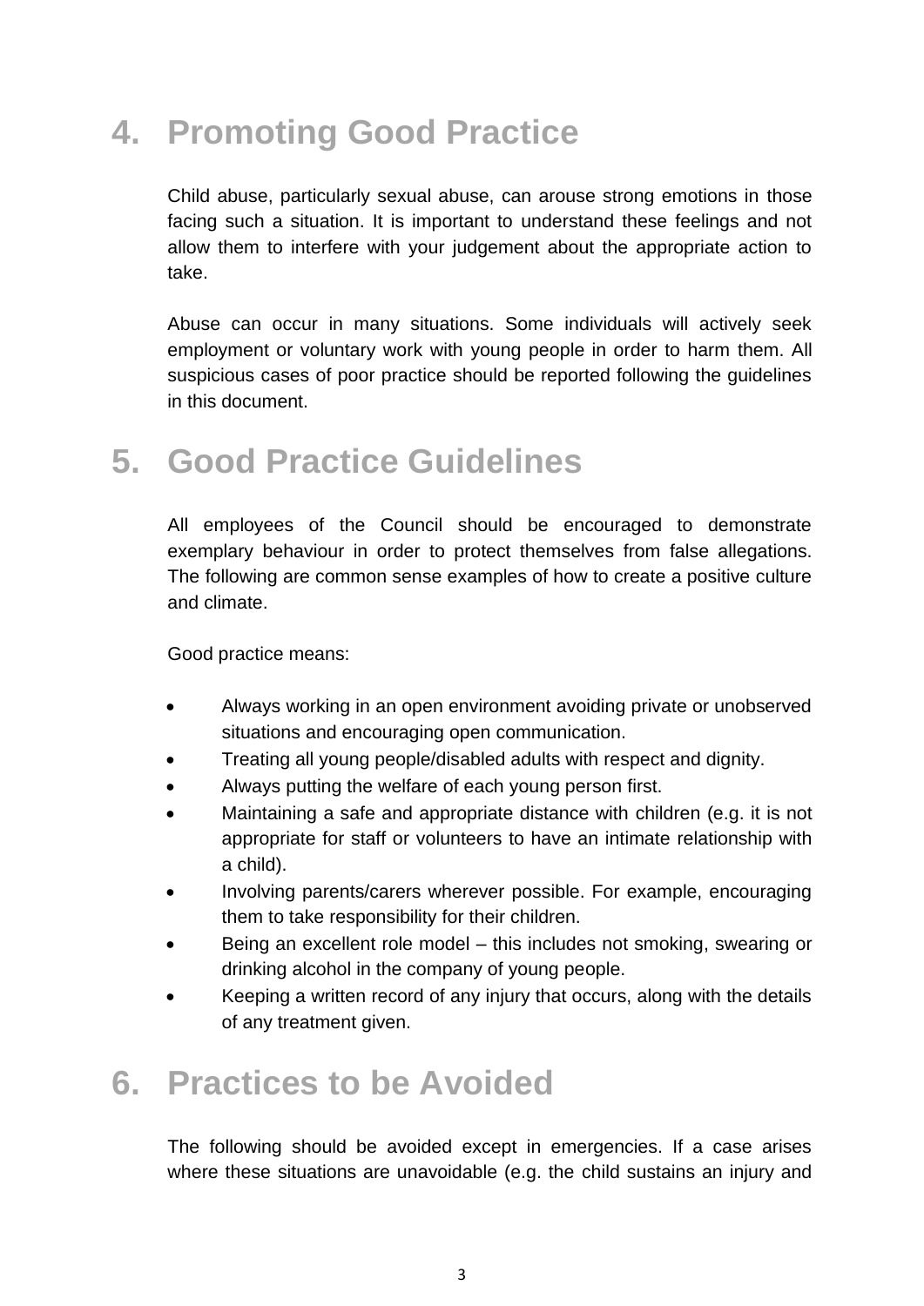# 4. Promoting Good Practice

Child abuse, particularly sexual abuse, can arouse strong emotions in those facing such a situation. It is important to understand these feelings and not allow them to interfere with your judgement about the appropriate action to take.

Abuse can occur in many situations. Some individuals will actively seek employment or voluntary work with young people in order to harm them. All suspicious cases of poor practice should be reported following the guidelines in this document.

# 5. Good Practice Guidelines

All employees of the Council should be encouraged to demonstrate exemplary behaviour in order to protect themselves from false allegations. The following are common sense examples of how to create a positive culture and climate.

Good practice means:

- Always working in an open environment avoiding private or unobserved situations and encouraging open communication.
- Treating all young people/disabled adults with respect and dignity.
- Always putting the welfare of each young person first.
- Maintaining a safe and appropriate distance with children (e.g. it is not appropriate for staff or volunteers to have an intimate relationship with a child).
- Involving parents/carers wherever possible. For example, encouraging them to take responsibility for their children.
- Being an excellent role model – this includes not smoking, swearing or drinking alcohol in the company of young people.
- Keeping a written record of any injury that occurs, along with the details of any treatment given.

# 6. Practices to be Avoided

The following should be avoided except in emergencies. If a case arises where these situations are unavoidable (e.g. the child sustains an injury and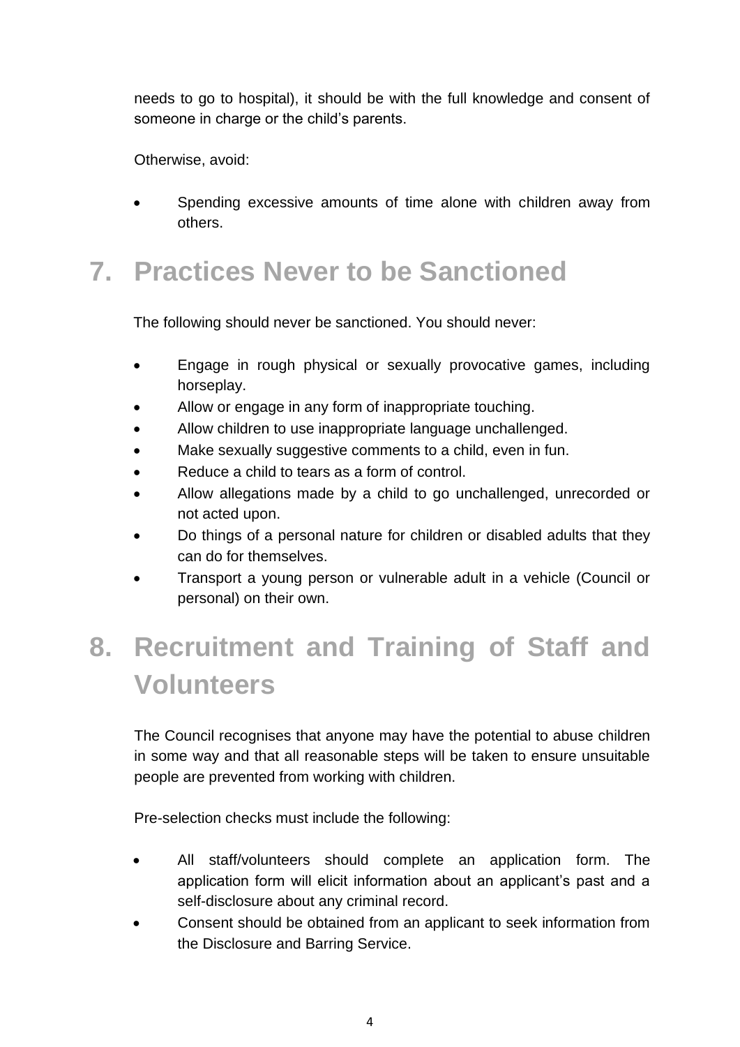needs to go to hospital), it should be with the full knowledge and consent of someone in charge or the child's parents.

Otherwise, avoid:

- Spending excessive amounts of time alone with children away from others.

# 7. Practices Never to be Sanctioned

The following should never be sanctioned. You should never:

- Engage in rough physical or sexually provocative games, including horseplay.
- Allow or engage in any form of inappropriate touching.
- Allow children to use inappropriate language unchallenged.
- Make sexually suggestive comments to a child, even in fun.
- Reduce a child to tears as a form of control.
- Allow allegations made by a child to go unchallenged, unrecorded or not acted upon.
- Do things of a personal nature for children or disabled adults that they can do for themselves.
- Transport a young person or vulnerable adult in a vehicle (Council or personal) on their own.

# 8. Recruitment and Training of Staff and Volunteers

The Council recognises that anyone may have the potential to abuse children in some way and that all reasonable steps will be taken to ensure unsuitable people are prevented from working with children.

Pre-selection checks must include the following:

- All staff/volunteers should complete an application form. The application form will elicit information about an applicant's past and a self-disclosure about any criminal record.
- Consent should be obtained from an applicant to seek information from the Disclosure and Barring Service.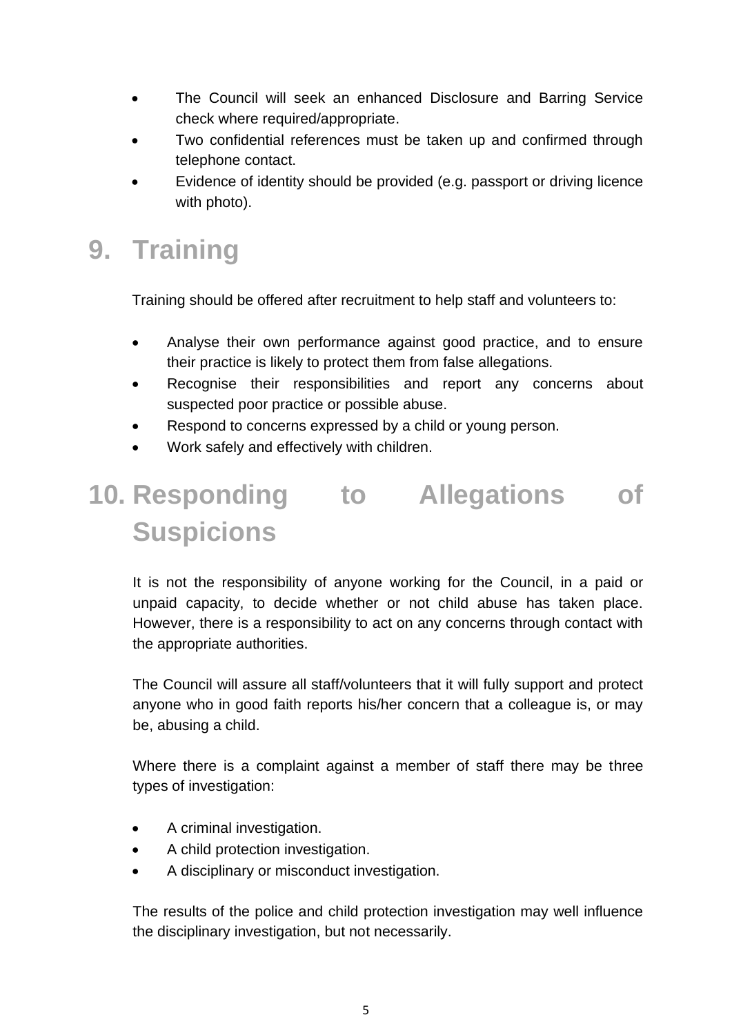- The Council will seek an enhanced Disclosure and Barring Service check where required/appropriate.
- Two confidential references must be taken up and confirmed through telephone contact.
- Evidence of identity should be provided (e.g. passport or driving licence with photo).

# 9. Training

Training should be offered after recruitment to help staff and volunteers to:

- Analyse their own performance against good practice, and to ensure their practice is likely to protect them from false allegations.
- Recognise their responsibilities and report any concerns about suspected poor practice or possible abuse.
- Respond to concerns expressed by a child or young person.
- Work safely and effectively with children.

# 10. Responding to Allegations of Suspicions

It is not the responsibility of anyone working for the Council, in a paid or unpaid capacity, to decide whether or not child abuse has taken place. However, there is a responsibility to act on any concerns through contact with the appropriate authorities.

The Council will assure all staff/volunteers that it will fully support and protect anyone who in good faith reports his/her concern that a colleague is, or may be, abusing a child.

Where there is a complaint against a member of staff there may be three types of investigation:

- A criminal investigation.
- A child protection investigation.
- A disciplinary or misconduct investigation.

The results of the police and child protection investigation may well influence the disciplinary investigation, but not necessarily.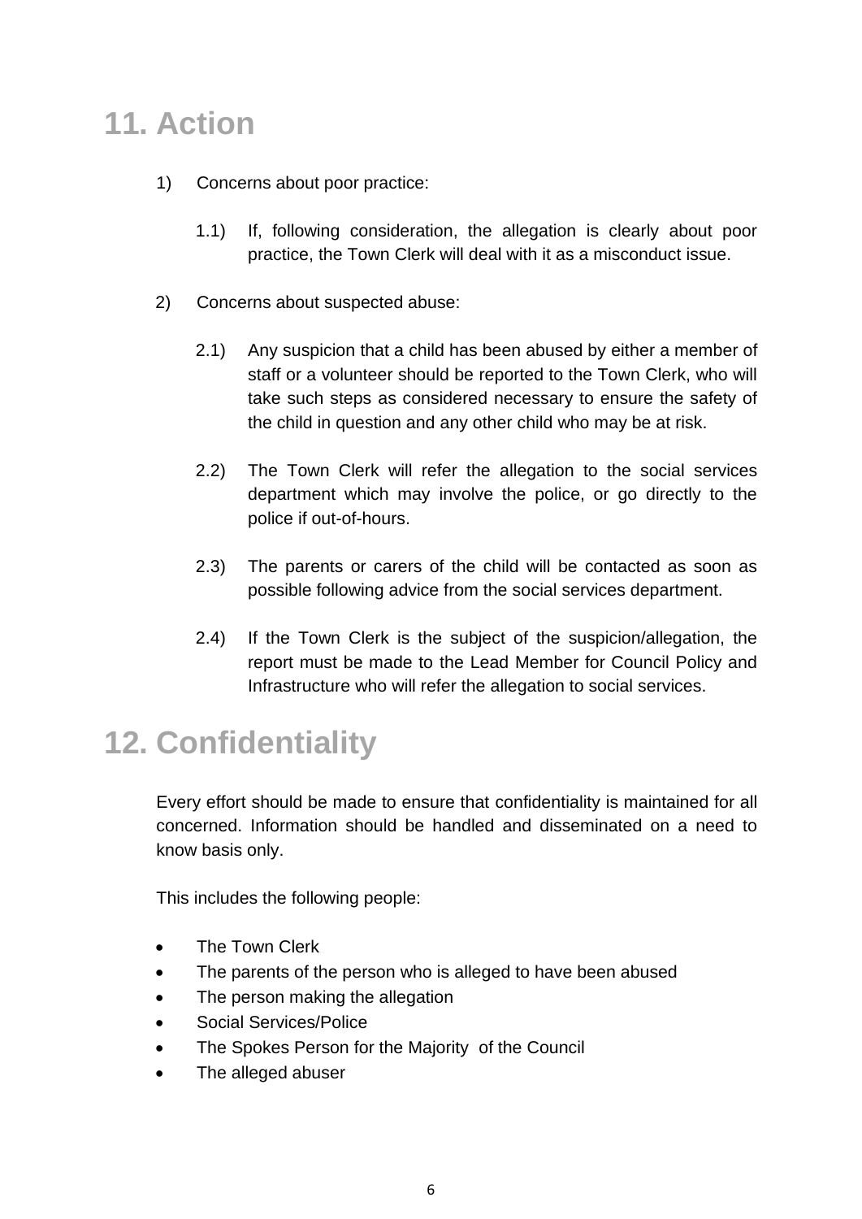## 11. Action

1) Concerns about poor practice:

   1.1) If, following consideration, the allegation is clearly about poor practice, the Town Clerk will deal with it as a misconduct issue.

2) Concerns about suspected abuse:

   2.1) Any suspicion that a child has been abused by either a member of staff or a volunteer should be reported to the Town Clerk, who will take such steps as considered necessary to ensure the safety of the child in question and any other child who may be at risk.

   2.2) The Town Clerk will refer the allegation to the social services department which may involve the police, or go directly to the police if out-of-hours.

   2.3) The parents or carers of the child will be contacted as soon as possible following advice from the social services department.

   2.4) If the Town Clerk is the subject of the suspicion/allegation, the report must be made to the Lead Member for Council Policy and Infrastructure who will refer the allegation to social services.

## 12. Confidentiality

Every effort should be made to ensure that confidentiality is maintained for all concerned. Information should be handled and disseminated on a need to know basis only.

This includes the following people:

- The Town Clerk
- The parents of the person who is alleged to have been abused
- The person making the allegation
- Social Services/Police
- The Spokes Person for the Majority of the Council
- The alleged abuser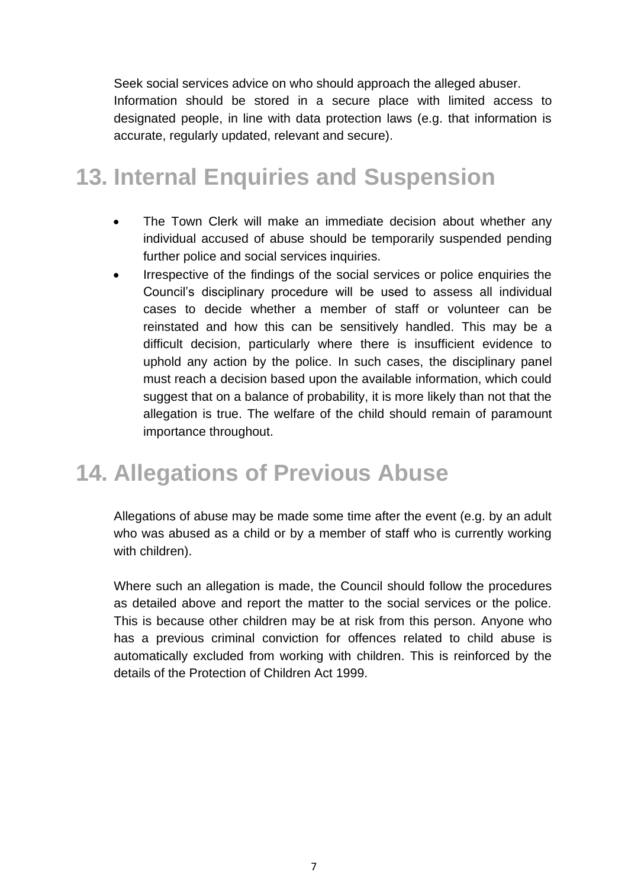Seek social services advice on who should approach the alleged abuser.
Information should be stored in a secure place with limited access to designated people, in line with data protection laws (e.g. that information is accurate, regularly updated, relevant and secure).

# 13. Internal Enquiries and Suspension

- The Town Clerk will make an immediate decision about whether any individual accused of abuse should be temporarily suspended pending further police and social services inquiries.
- Irrespective of the findings of the social services or police enquiries the Council's disciplinary procedure will be used to assess all individual cases to decide whether a member of staff or volunteer can be reinstated and how this can be sensitively handled. This may be a difficult decision, particularly where there is insufficient evidence to uphold any action by the police. In such cases, the disciplinary panel must reach a decision based upon the available information, which could suggest that on a balance of probability, it is more likely than not that the allegation is true. The welfare of the child should remain of paramount importance throughout.

# 14. Allegations of Previous Abuse

Allegations of abuse may be made some time after the event (e.g. by an adult who was abused as a child or by a member of staff who is currently working with children).

Where such an allegation is made, the Council should follow the procedures as detailed above and report the matter to the social services or the police. This is because other children may be at risk from this person. Anyone who has a previous criminal conviction for offences related to child abuse is automatically excluded from working with children. This is reinforced by the details of the Protection of Children Act 1999.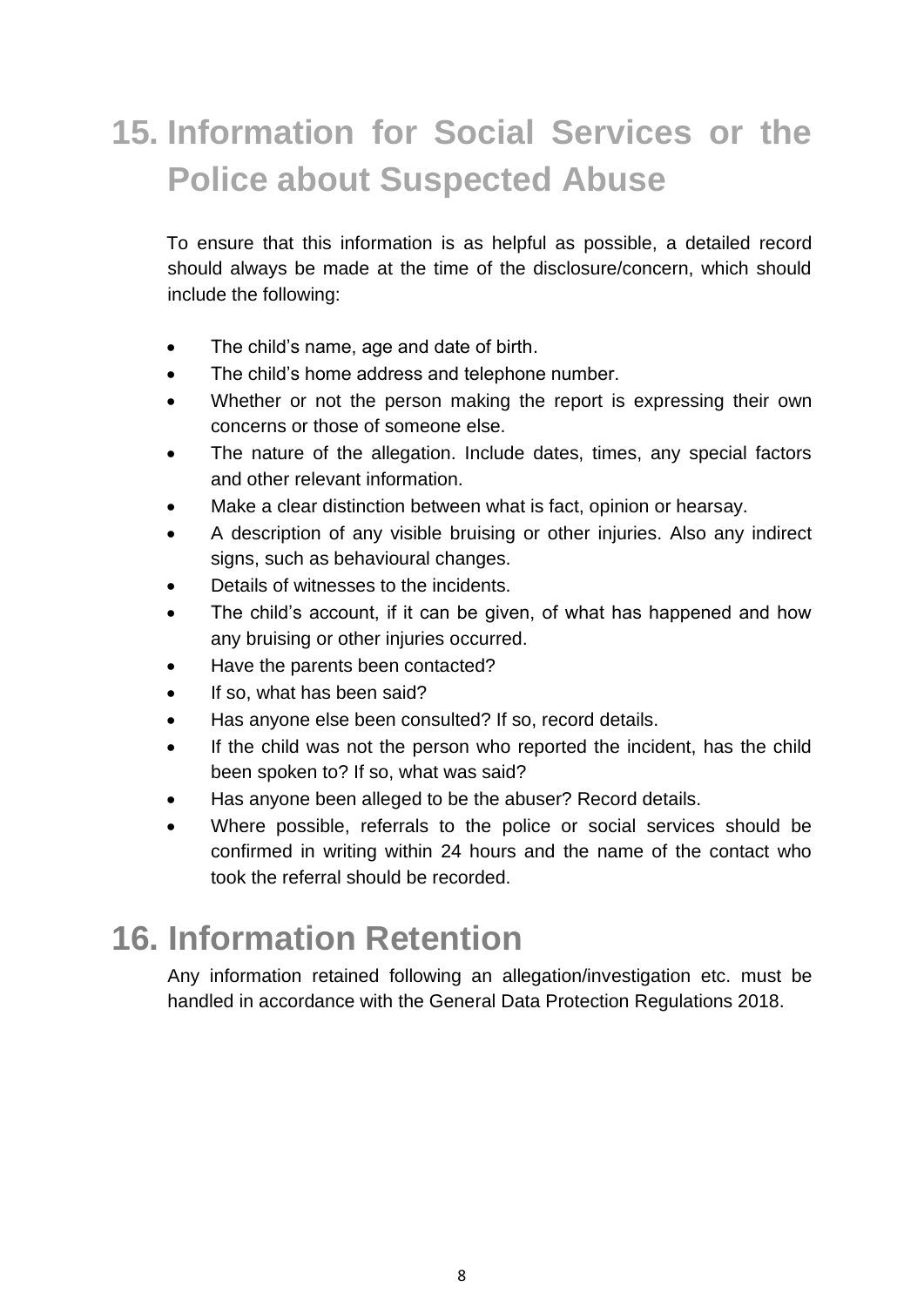# 15. Information for Social Services or the Police about Suspected Abuse

To ensure that this information is as helpful as possible, a detailed record should always be made at the time of the disclosure/concern, which should include the following:

- The child's name, age and date of birth.
- The child's home address and telephone number.
- Whether or not the person making the report is expressing their own concerns or those of someone else.
- The nature of the allegation. Include dates, times, any special factors and other relevant information.
- Make a clear distinction between what is fact, opinion or hearsay.
- A description of any visible bruising or other injuries. Also any indirect signs, such as behavioural changes.
- Details of witnesses to the incidents.
- The child's account, if it can be given, of what has happened and how any bruising or other injuries occurred.
- Have the parents been contacted?
- If so, what has been said?
- Has anyone else been consulted? If so, record details.
- If the child was not the person who reported the incident, has the child been spoken to? If so, what was said?
- Has anyone been alleged to be the abuser? Record details.
- Where possible, referrals to the police or social services should be confirmed in writing within 24 hours and the name of the contact who took the referral should be recorded.

# 16. Information Retention

Any information retained following an allegation/investigation etc. must be handled in accordance with the General Data Protection Regulations 2018.